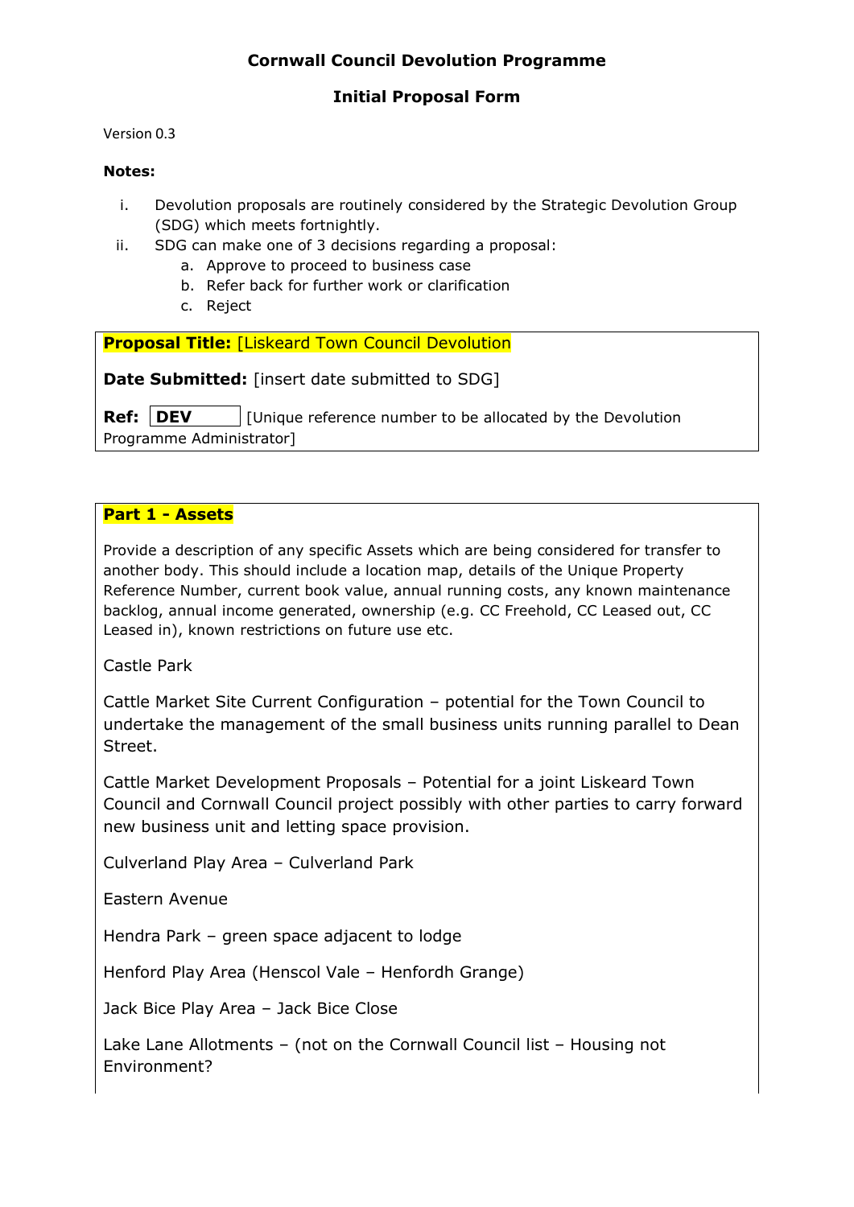**Cornwall Council Devolution Programme**

**Initial Proposal Form**

Version 0.3

**Notes:**

i. Devolution proposals are routinely considered by the Strategic Devolution Group (SDG) which meets fortnightly.
ii. SDG can make one of 3 decisions regarding a proposal:
    a. Approve to proceed to business case
    b. Refer back for further work or clarification
    c. Reject

**Proposal Title:** [Liskeard Town Council Devolution

**Date Submitted:** [insert date submitted to SDG]

**Ref:** **DEV** [Unique reference number to be allocated by the Devolution Programme Administrator]

## Part 1 - Assets

Provide a description of any specific Assets which are being considered for transfer to another body. This should include a location map, details of the Unique Property Reference Number, current book value, annual running costs, any known maintenance backlog, annual income generated, ownership (e.g. CC Freehold, CC Leased out, CC Leased in), known restrictions on future use etc.

Castle Park

Cattle Market Site Current Configuration – potential for the Town Council to undertake the management of the small business units running parallel to Dean Street.

Cattle Market Development Proposals – Potential for a joint Liskeard Town Council and Cornwall Council project possibly with other parties to carry forward new business unit and letting space provision.

Culverland Play Area – Culverland Park

Eastern Avenue

Hendra Park – green space adjacent to lodge

Henford Play Area (Henscol Vale – Henfordh Grange)

Jack Bice Play Area – Jack Bice Close

Lake Lane Allotments – (not on the Cornwall Council list – Housing not Environment?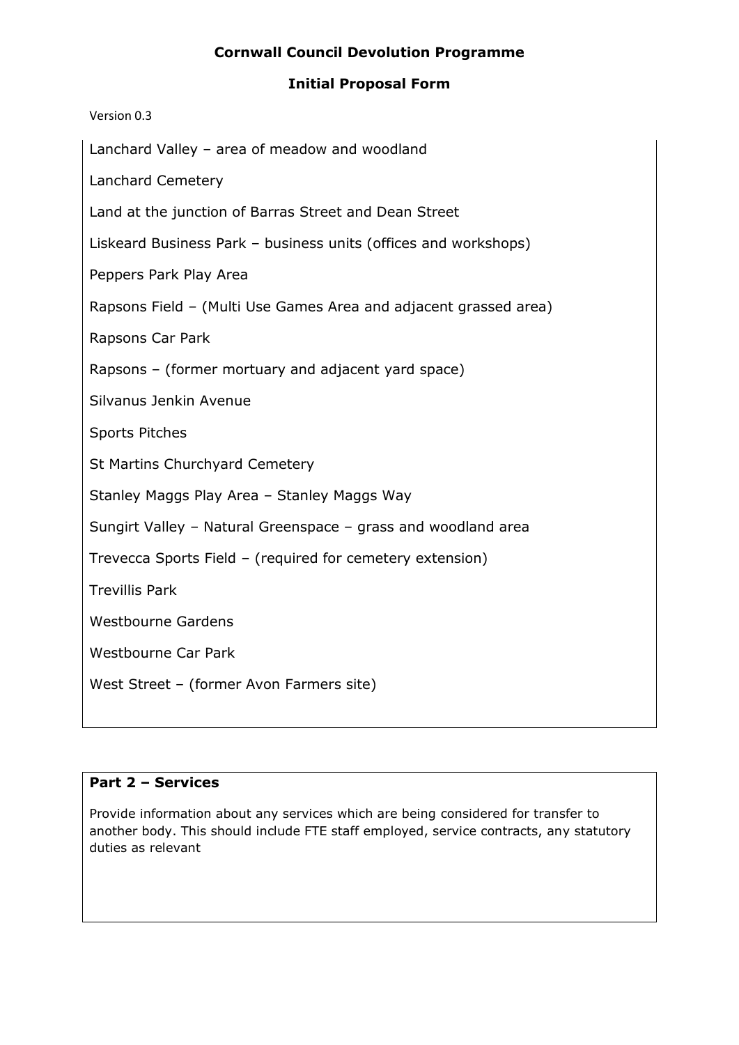Lanchard Valley – area of meadow and woodland

Lanchard Cemetery

Land at the junction of Barras Street and Dean Street

Liskeard Business Park – business units (offices and workshops)

Peppers Park Play Area

Rapsons Field – (Multi Use Games Area and adjacent grassed area)

Rapsons Car Park

Rapsons – (former mortuary and adjacent yard space)

Silvanus Jenkin Avenue

Sports Pitches

St Martins Churchyard Cemetery

Stanley Maggs Play Area – Stanley Maggs Way

Sungirt Valley – Natural Greenspace – grass and woodland area

Trevecca Sports Field – (required for cemetery extension)

Trevillis Park

Westbourne Gardens

Westbourne Car Park

West Street – (former Avon Farmers site)

## Part 2 – Services

Provide information about any services which are being considered for transfer to another body. This should include FTE staff employed, service contracts, any statutory duties as relevant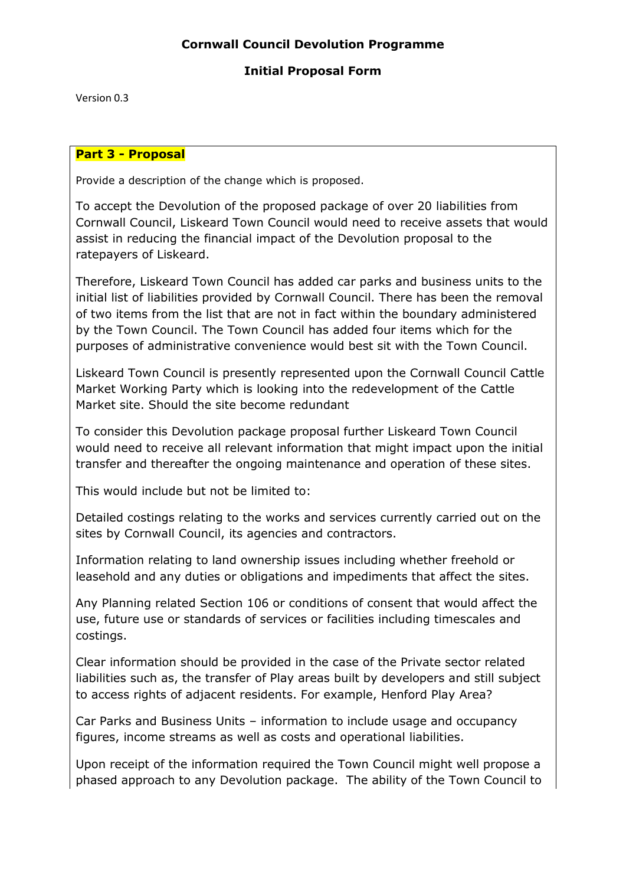**Cornwall Council Devolution Programme**

**Initial Proposal Form**

Version 0.3

## Part 3 - Proposal

Provide a description of the change which is proposed.

To accept the Devolution of the proposed package of over 20 liabilities from Cornwall Council, Liskeard Town Council would need to receive assets that would assist in reducing the financial impact of the Devolution proposal to the ratepayers of Liskeard.

Therefore, Liskeard Town Council has added car parks and business units to the initial list of liabilities provided by Cornwall Council. There has been the removal of two items from the list that are not in fact within the boundary administered by the Town Council. The Town Council has added four items which for the purposes of administrative convenience would best sit with the Town Council.

Liskeard Town Council is presently represented upon the Cornwall Council Cattle Market Working Party which is looking into the redevelopment of the Cattle Market site. Should the site become redundant

To consider this Devolution package proposal further Liskeard Town Council would need to receive all relevant information that might impact upon the initial transfer and thereafter the ongoing maintenance and operation of these sites.

This would include but not be limited to:

Detailed costings relating to the works and services currently carried out on the sites by Cornwall Council, its agencies and contractors.

Information relating to land ownership issues including whether freehold or leasehold and any duties or obligations and impediments that affect the sites.

Any Planning related Section 106 or conditions of consent that would affect the use, future use or standards of services or facilities including timescales and costings.

Clear information should be provided in the case of the Private sector related liabilities such as, the transfer of Play areas built by developers and still subject to access rights of adjacent residents. For example, Henford Play Area?

Car Parks and Business Units – information to include usage and occupancy figures, income streams as well as costs and operational liabilities.

Upon receipt of the information required the Town Council might well propose a phased approach to any Devolution package. The ability of the Town Council to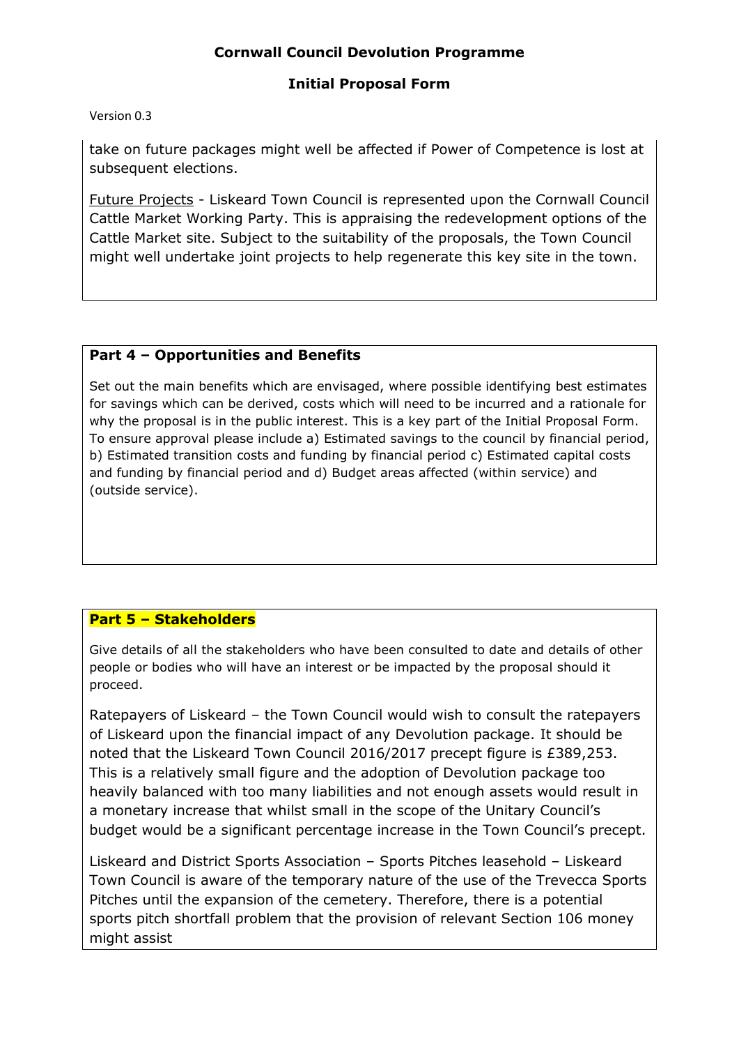take on future packages might well be affected if Power of Competence is lost at subsequent elections.

Future Projects - Liskeard Town Council is represented upon the Cornwall Council Cattle Market Working Party. This is appraising the redevelopment options of the Cattle Market site. Subject to the suitability of the proposals, the Town Council might well undertake joint projects to help regenerate this key site in the town.

## Part 4 – Opportunities and Benefits

Set out the main benefits which are envisaged, where possible identifying best estimates for savings which can be derived, costs which will need to be incurred and a rationale for why the proposal is in the public interest. This is a key part of the Initial Proposal Form. To ensure approval please include a) Estimated savings to the council by financial period, b) Estimated transition costs and funding by financial period c) Estimated capital costs and funding by financial period and d) Budget areas affected (within service) and (outside service).

## Part 5 – Stakeholders

Give details of all the stakeholders who have been consulted to date and details of other people or bodies who will have an interest or be impacted by the proposal should it proceed.

Ratepayers of Liskeard – the Town Council would wish to consult the ratepayers of Liskeard upon the financial impact of any Devolution package. It should be noted that the Liskeard Town Council 2016/2017 precept figure is £389,253. This is a relatively small figure and the adoption of Devolution package too heavily balanced with too many liabilities and not enough assets would result in a monetary increase that whilst small in the scope of the Unitary Council's budget would be a significant percentage increase in the Town Council's precept.

Liskeard and District Sports Association – Sports Pitches leasehold – Liskeard Town Council is aware of the temporary nature of the use of the Trevecca Sports Pitches until the expansion of the cemetery. Therefore, there is a potential sports pitch shortfall problem that the provision of relevant Section 106 money might assist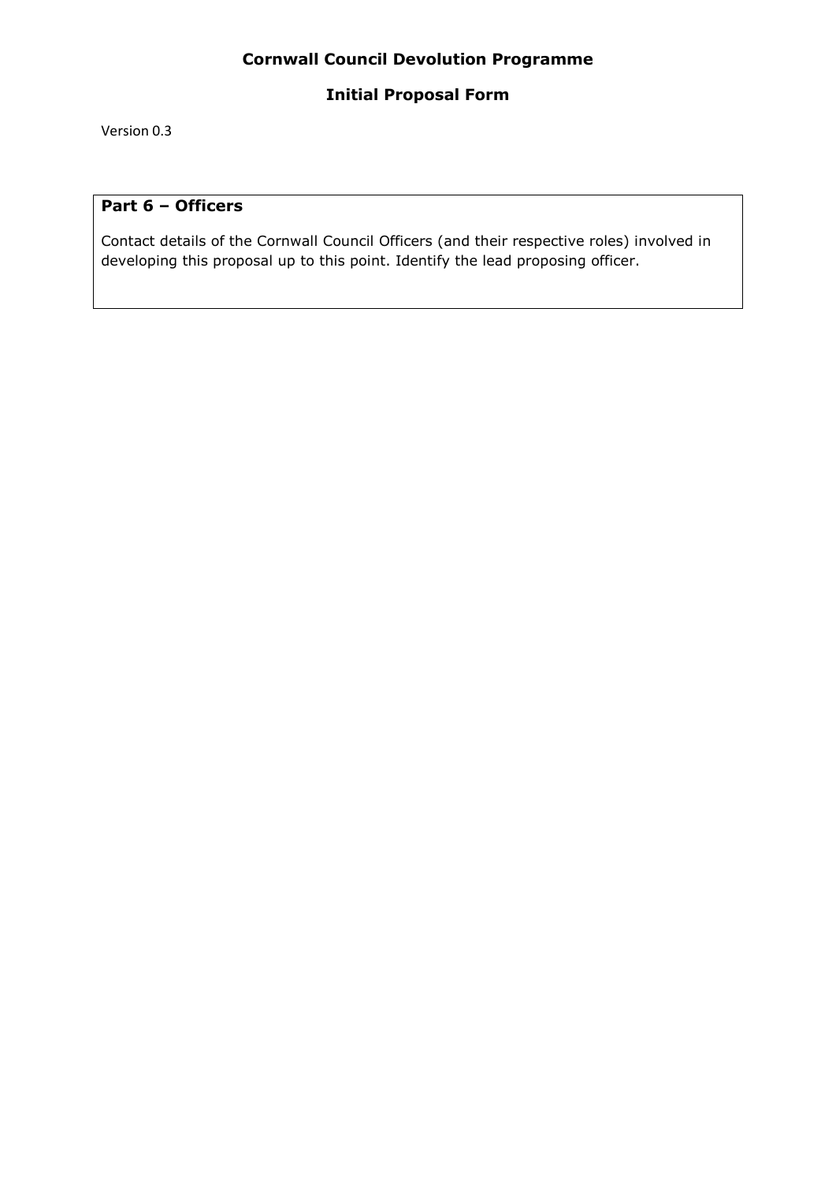**Cornwall Council Devolution Programme**

**Initial Proposal Form**

Version 0.3

## Part 6 – Officers

Contact details of the Cornwall Council Officers (and their respective roles) involved in developing this proposal up to this point. Identify the lead proposing officer.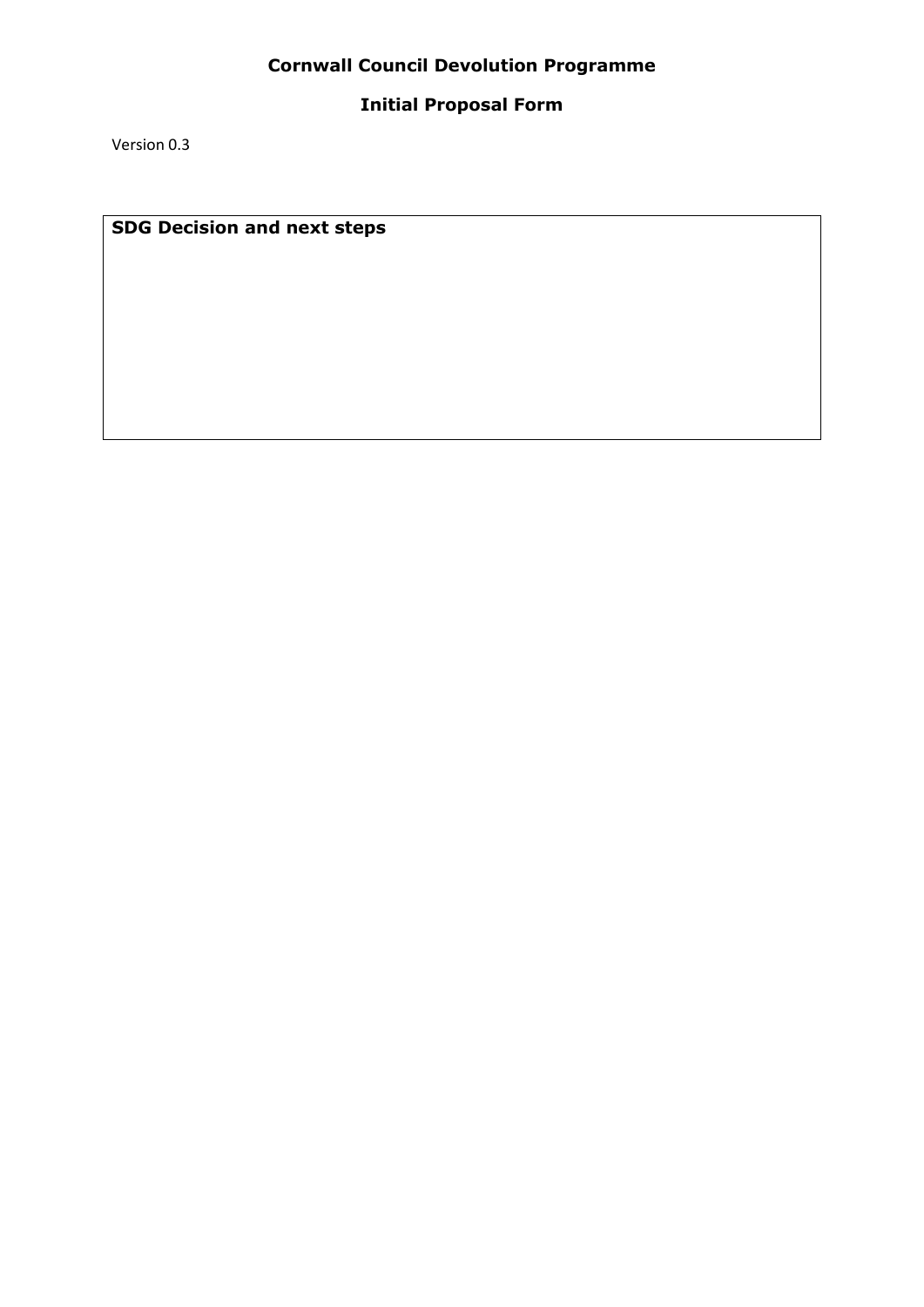**Cornwall Council Devolution Programme**

**Initial Proposal Form**

Version 0.3

| **SDG Decision and next steps** |
|---|
| |